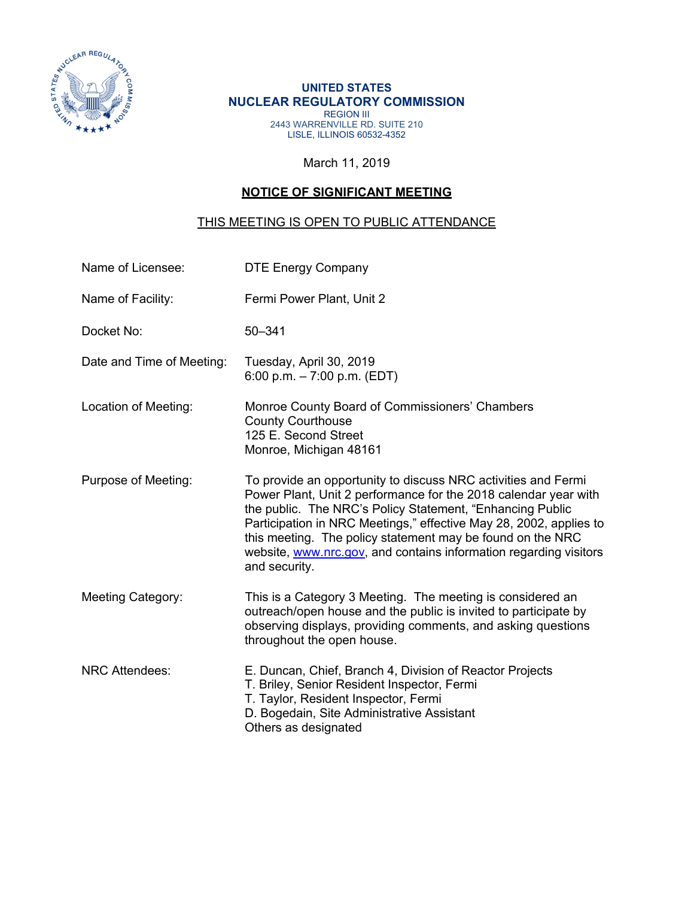**UNITED STATES**
**NUCLEAR REGULATORY COMMISSION**
REGION III
2443 WARRENVILLE RD. SUITE 210
LISLE, ILLINOIS 60532-4352

March 11, 2019

## NOTICE OF SIGNIFICANT MEETING

THIS MEETING IS OPEN TO PUBLIC ATTENDANCE

| | |
|---|---|
| Name of Licensee: | DTE Energy Company |
| Name of Facility: | Fermi Power Plant, Unit 2 |
| Docket No: | 50–341 |
| Date and Time of Meeting: | Tuesday, April 30, 2019<br>6:00 p.m. – 7:00 p.m. (EDT) |
| Location of Meeting: | Monroe County Board of Commissioners' Chambers<br>County Courthouse<br>125 E. Second Street<br>Monroe, Michigan 48161 |
| Purpose of Meeting: | To provide an opportunity to discuss NRC activities and Fermi Power Plant, Unit 2 performance for the 2018 calendar year with the public. The NRC's Policy Statement, "Enhancing Public Participation in NRC Meetings," effective May 28, 2002, applies to this meeting. The policy statement may be found on the NRC website, www.nrc.gov, and contains information regarding visitors and security. |
| Meeting Category: | This is a Category 3 Meeting. The meeting is considered an outreach/open house and the public is invited to participate by observing displays, providing comments, and asking questions throughout the open house. |
| NRC Attendees: | E. Duncan, Chief, Branch 4, Division of Reactor Projects<br>T. Briley, Senior Resident Inspector, Fermi<br>T. Taylor, Resident Inspector, Fermi<br>D. Bogedain, Site Administrative Assistant<br>Others as designated |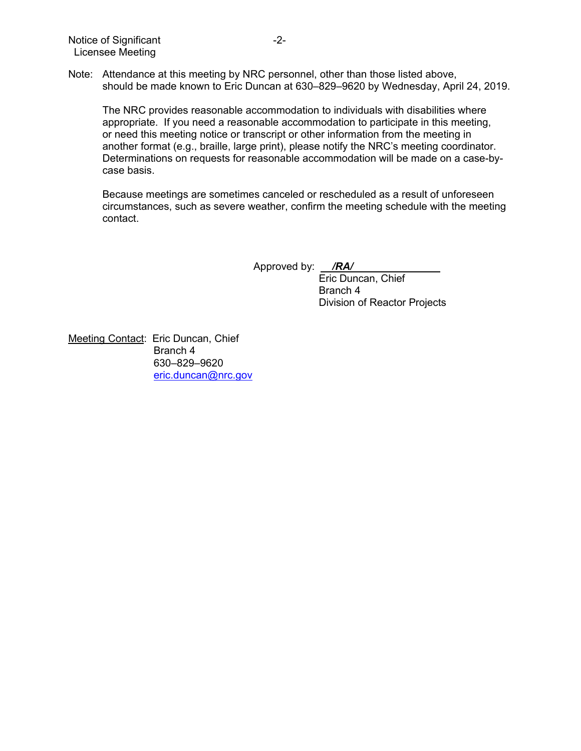Note: Attendance at this meeting by NRC personnel, other than those listed above, should be made known to Eric Duncan at 630–829–9620 by Wednesday, April 24, 2019.

The NRC provides reasonable accommodation to individuals with disabilities where appropriate. If you need a reasonable accommodation to participate in this meeting, or need this meeting notice or transcript or other information from the meeting in another format (e.g., braille, large print), please notify the NRC's meeting coordinator. Determinations on requests for reasonable accommodation will be made on a case-by-case basis.

Because meetings are sometimes canceled or rescheduled as a result of unforeseen circumstances, such as severe weather, confirm the meeting schedule with the meeting contact.

Approved by: ***/RA/***
Eric Duncan, Chief
Branch 4
Division of Reactor Projects

Meeting Contact: Eric Duncan, Chief
Branch 4
630–829–9620
eric.duncan@nrc.gov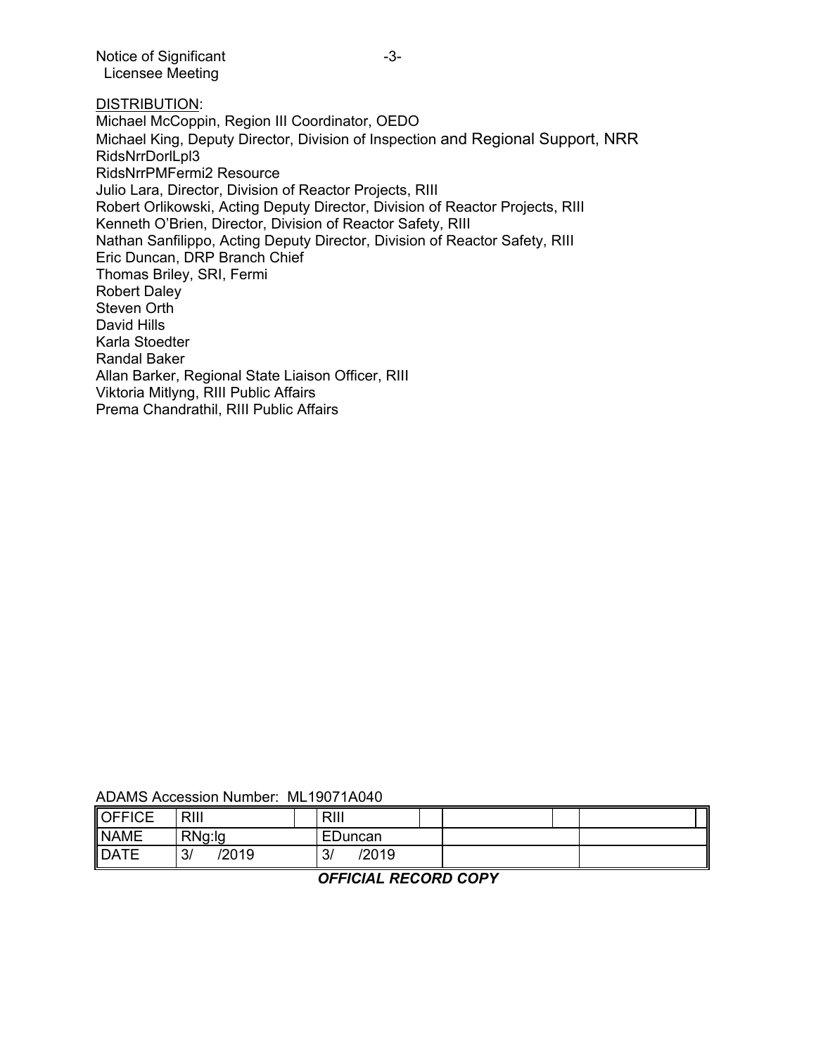DISTRIBUTION:
Michael McCoppin, Region III Coordinator, OEDO
Michael King, Deputy Director, Division of Inspection and Regional Support, NRR
RidsNrrDorlLpl3
RidsNrrPMFermi2 Resource
Julio Lara, Director, Division of Reactor Projects, RIII
Robert Orlikowski, Acting Deputy Director, Division of Reactor Projects, RIII
Kenneth O'Brien, Director, Division of Reactor Safety, RIII
Nathan Sanfilippo, Acting Deputy Director, Division of Reactor Safety, RIII
Eric Duncan, DRP Branch Chief
Thomas Briley, SRI, Fermi
Robert Daley
Steven Orth
David Hills
Karla Stoedter
Randal Baker
Allan Barker, Regional State Liaison Officer, RIII
Viktoria Mitlyng, RIII Public Affairs
Prema Chandrathil, RIII Public Affairs

ADAMS Accession Number: ML19071A040

| OFFICE | RIII | RIII | | |
|---|---|---|---|---|
| NAME | RNg:lg | EDuncan | | |
| DATE | 3/ /2019 | 3/ /2019 | | |

***OFFICIAL RECORD COPY***